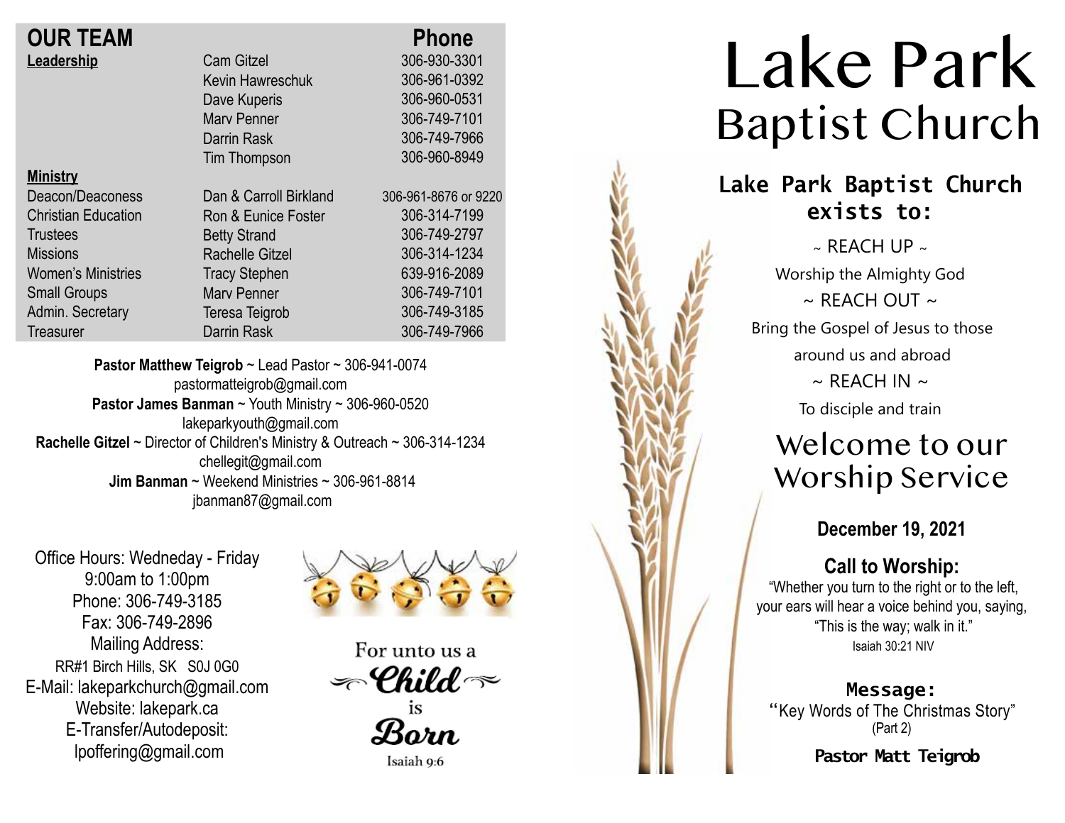## OUR TEAM

| | | Phone |
|---|---|---|
| **Leadership** | Cam Gitzel | 306-930-3301 |
| | Kevin Hawreschuk | 306-961-0392 |
| | Dave Kuperis | 306-960-0531 |
| | Marv Penner | 306-749-7101 |
| | Darrin Rask | 306-749-7966 |
| | Tim Thompson | 306-960-8949 |
| **Ministry** | | |
| Deacon/Deaconess | Dan & Carroll Birkland | 306-961-8676 or 9220 |
| Christian Education | Ron & Eunice Foster | 306-314-7199 |
| Trustees | Betty Strand | 306-749-2797 |
| Missions | Rachelle Gitzel | 306-314-1234 |
| Women's Ministries | Tracy Stephen | 639-916-2089 |
| Small Groups | Marv Penner | 306-749-7101 |
| Admin. Secretary | Teresa Teigrob | 306-749-3185 |
| Treasurer | Darrin Rask | 306-749-7966 |

**Pastor Matthew Teigrob** ~ Lead Pastor ~ 306-941-0074
pastormatteigrob@gmail.com
**Pastor James Banman** ~ Youth Ministry ~ 306-960-0520
lakeparkyouth@gmail.com
**Rachelle Gitzel** ~ Director of Children's Ministry & Outreach ~ 306-314-1234
chellegit@gmail.com
**Jim Banman** ~ Weekend Ministries ~ 306-961-8814
jbanman87@gmail.com

Office Hours: Wedneday - Friday
9:00am to 1:00pm
Phone: 306-749-3185
Fax: 306-749-2896
Mailing Address:
RR#1 Birch Hills, SK S0J 0G0
E-Mail: lakeparkchurch@gmail.com
Website: lakepark.ca
E-Transfer/Autodeposit:
lpoffering@gmail.com

For unto us a *Child* is *Born*
Isaiah 9:6

# Lake Park Baptist Church

### Lake Park Baptist Church exists to:

~ REACH UP ~
Worship the Almighty God
~ REACH OUT ~
Bring the Gospel of Jesus to those around us and abroad
~ REACH IN ~
To disciple and train

## Welcome to our Worship Service

**December 19, 2021**

### Call to Worship:

"Whether you turn to the right or to the left, your ears will hear a voice behind you, saying, "This is the way; walk in it."
Isaiah 30:21 NIV

### Message:

"Key Words of The Christmas Story"
(Part 2)

**Pastor Matt Teigrob**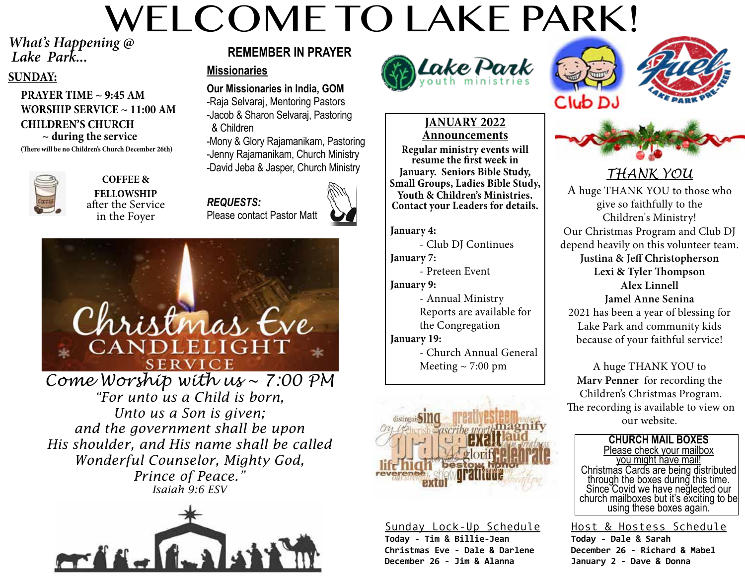# WELCOME TO LAKE PARK!

*What's Happening @ Lake Park...*

**SUNDAY:**

**PRAYER TIME ~ 9:45 AM**
**WORSHIP SERVICE ~ 11:00 AM**
**CHILDREN'S CHURCH ~ during the service**
**(There will be no Children's Church December 26th)**

**COFFEE & FELLOWSHIP**
after the Service
in the Foyer

## REMEMBER IN PRAYER

**Missionaries**

**Our Missionaries in India, GOM**
- Raja Selvaraj, Mentoring Pastors
- Jacob & Sharon Selvaraj, Pastoring & Children
- Mony & Glory Rajamanikam, Pastoring
- Jenny Rajamanikam, Church Ministry
- David Jeba & Jasper, Church Ministry

***REQUESTS:***
Please contact Pastor Matt

Christmas Eve
CANDLELIGHT
SERVICE

*Come Worship with us ~ 7:00 PM*

*"For unto us a Child is born,*
*Unto us a Son is given;*
*and the government shall be upon*
*His shoulder, and His name shall be called*
*Wonderful Counselor, Mighty God,*
*Prince of Peace."*
*Isaiah 9:6 ESV*

Lake Park youth ministries

Club DJ

Fuel LAKE PARK PRE-TEEN

## JANUARY 2022 Announcements

**Regular ministry events will resume the first week in January. Seniors Bible Study, Small Groups, Ladies Bible Study, Youth & Children's Ministries. Contact your Leaders for details.**

**January 4:**
- Club DJ Continues

**January 7:**
- Preteen Event

**January 9:**
- Annual Ministry Reports are available for the Congregation

**January 19:**
- Church Annual General Meeting ~ 7:00 pm

## *THANK YOU*

A huge THANK YOU to those who give so faithfully to the Children's Ministry!
Our Christmas Program and Club DJ depend heavily on this volunteer team.

**Justina & Jeff Christopherson**
**Lexi & Tyler Thompson**
**Alex Linnell**
**Jamel Anne Senina**

2021 has been a year of blessing for Lake Park and community kids because of your faithful service!

A huge THANK YOU to **Marv Penner** for recording the Children's Christmas Program.
The recording is available to view on our website.

**CHURCH MAIL BOXES**
Please check your mailbox you might have mail!
Christmas Cards are being distributed through the boxes during this time. Since Covid we have neglected our church mailboxes but it's exciting to be using these boxes again.

**Sunday Lock-Up Schedule**
**Today - Tim & Billie-Jean**
**Christmas Eve - Dale & Darlene**
**December 26 - Jim & Alanna**

**Host & Hostess Schedule**
**Today - Dale & Sarah**
**December 26 - Richard & Mabel**
**January 2 - Dave & Donna**